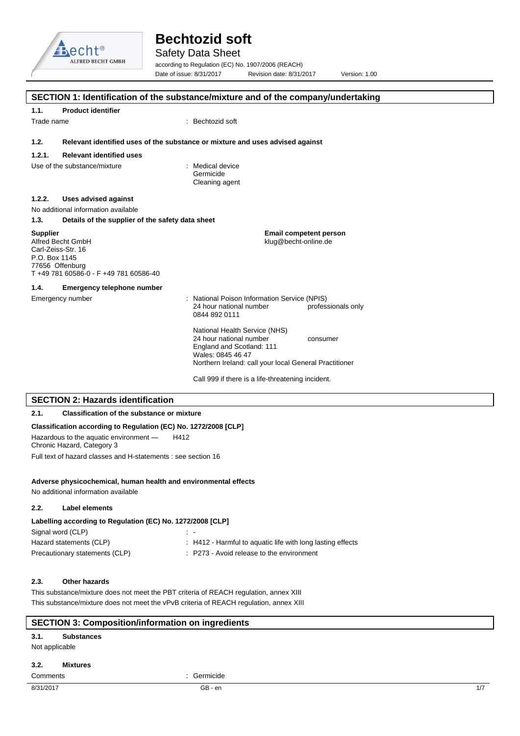# Bechtozid soft

Safety Data Sheet

according to Regulation (EC) No. 1907/2006 (REACH)

Date of issue: 8/31/2017 Revision date: 8/31/2017 Version: 1.00

## SECTION 1: Identification of the substance/mixture and of the company/undertaking

### 1.1. Product identifier

Trade name : Bechtozid soft

### 1.2. Relevant identified uses of the substance or mixture and uses advised against

#### 1.2.1. Relevant identified uses

Use of the substance/mixture : Medical device
Germicide
Cleaning agent

#### 1.2.2. Uses advised against

No additional information available

### 1.3. Details of the supplier of the safety data sheet

**Supplier**
Alfred Becht GmbH
Carl-Zeiss-Str. 16
P.O. Box 1145
77656 Offenburg
T +49 781 60586-0 - F +49 781 60586-40

**Email competent person**
klug@becht-online.de

### 1.4. Emergency telephone number

Emergency number : National Poison Information Service (NPIS)
24 hour national number professionals only
0844 892 0111

National Health Service (NHS)
24 hour national number consumer
England and Scotland: 111
Wales: 0845 46 47
Northern Ireland: call your local General Practitioner

Call 999 if there is a life-threatening incident.

## SECTION 2: Hazards identification

### 2.1. Classification of the substance or mixture

**Classification according to Regulation (EC) No. 1272/2008 [CLP]**

Hazardous to the aquatic environment — Chronic Hazard, Category 3 H412

Full text of hazard classes and H-statements : see section 16

**Adverse physicochemical, human health and environmental effects**

No additional information available

### 2.2. Label elements

**Labelling according to Regulation (EC) No. 1272/2008 [CLP]**

Signal word (CLP) : -

Hazard statements (CLP) : H412 - Harmful to aquatic life with long lasting effects

Precautionary statements (CLP) : P273 - Avoid release to the environment

### 2.3. Other hazards

This substance/mixture does not meet the PBT criteria of REACH regulation, annex XIII

This substance/mixture does not meet the vPvB criteria of REACH regulation, annex XIII

## SECTION 3: Composition/information on ingredients

### 3.1. Substances

Not applicable

### 3.2. Mixtures

Comments : Germicide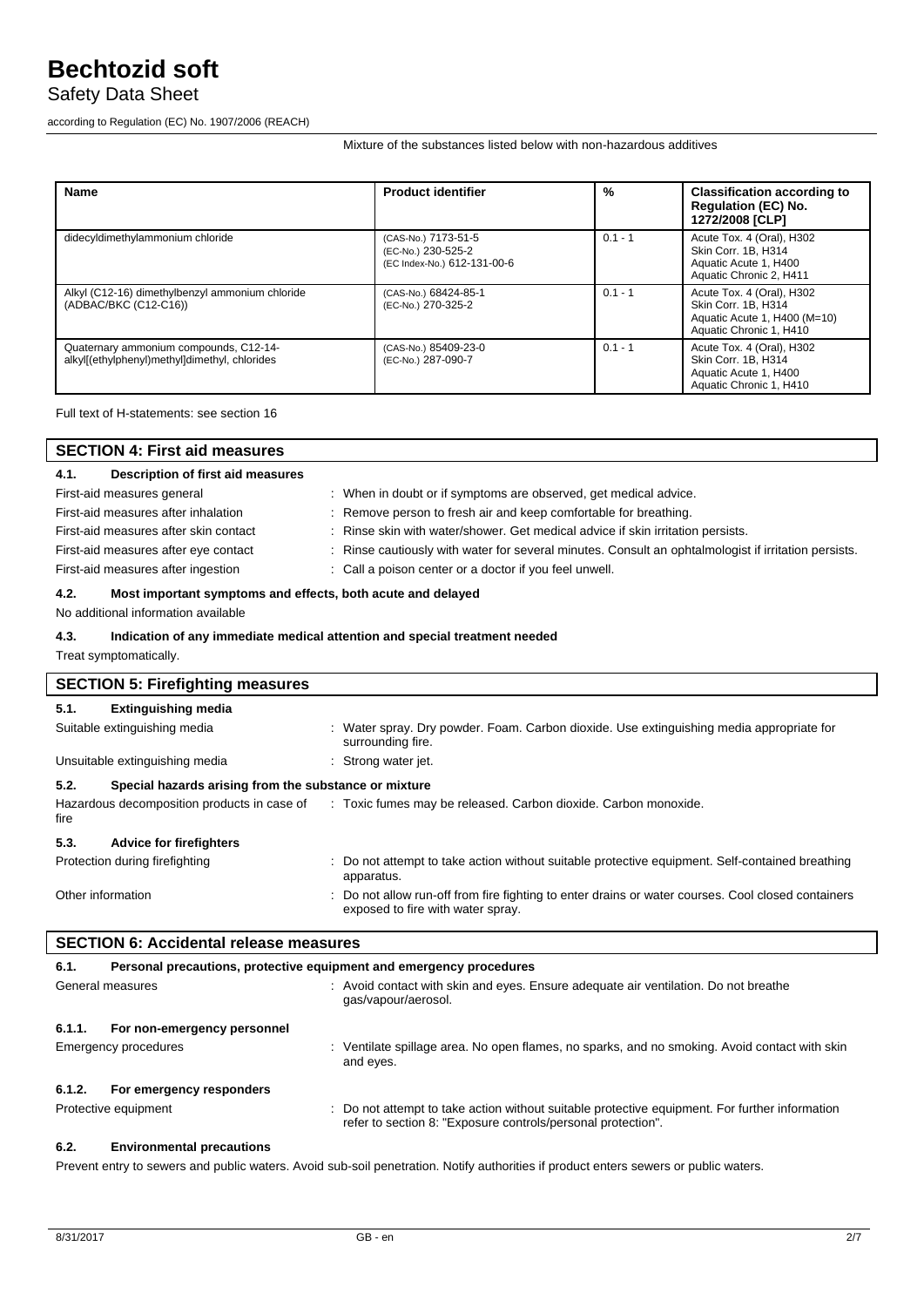Mixture of the substances listed below with non-hazardous additives

| Name | Product identifier | % | Classification according to Regulation (EC) No. 1272/2008 [CLP] |
|---|---|---|---|
| didecyldimethylammonium chloride | (CAS-No.) 7173-51-5<br>(EC-No.) 230-525-2<br>(EC Index-No.) 612-131-00-6 | 0.1 - 1 | Acute Tox. 4 (Oral), H302<br>Skin Corr. 1B, H314<br>Aquatic Acute 1, H400<br>Aquatic Chronic 2, H411 |
| Alkyl (C12-16) dimethylbenzyl ammonium chloride (ADBAC/BKC (C12-C16)) | (CAS-No.) 68424-85-1<br>(EC-No.) 270-325-2 | 0.1 - 1 | Acute Tox. 4 (Oral), H302<br>Skin Corr. 1B, H314<br>Aquatic Acute 1, H400 (M=10)<br>Aquatic Chronic 1, H410 |
| Quaternary ammonium compounds, C12-14-alkyl[(ethylphenyl)methyl]dimethyl, chlorides | (CAS-No.) 85409-23-0<br>(EC-No.) 287-090-7 | 0.1 - 1 | Acute Tox. 4 (Oral), H302<br>Skin Corr. 1B, H314<br>Aquatic Acute 1, H400<br>Aquatic Chronic 1, H410 |

Full text of H-statements: see section 16

## SECTION 4: First aid measures

### 4.1. Description of first aid measures

First-aid measures general : When in doubt or if symptoms are observed, get medical advice.

First-aid measures after inhalation : Remove person to fresh air and keep comfortable for breathing.

First-aid measures after skin contact : Rinse skin with water/shower. Get medical advice if skin irritation persists.

First-aid measures after eye contact : Rinse cautiously with water for several minutes. Consult an ophtalmologist if irritation persists.

First-aid measures after ingestion : Call a poison center or a doctor if you feel unwell.

### 4.2. Most important symptoms and effects, both acute and delayed

No additional information available

### 4.3. Indication of any immediate medical attention and special treatment needed

Treat symptomatically.

## SECTION 5: Firefighting measures

### 5.1. Extinguishing media

Suitable extinguishing media : Water spray. Dry powder. Foam. Carbon dioxide. Use extinguishing media appropriate for surrounding fire.

Unsuitable extinguishing media : Strong water jet.

### 5.2. Special hazards arising from the substance or mixture

Hazardous decomposition products in case of fire : Toxic fumes may be released. Carbon dioxide. Carbon monoxide.

### 5.3. Advice for firefighters

Protection during firefighting : Do not attempt to take action without suitable protective equipment. Self-contained breathing apparatus.

Other information : Do not allow run-off from fire fighting to enter drains or water courses. Cool closed containers exposed to fire with water spray.

## SECTION 6: Accidental release measures

### 6.1. Personal precautions, protective equipment and emergency procedures

General measures : Avoid contact with skin and eyes. Ensure adequate air ventilation. Do not breathe gas/vapour/aerosol.

#### 6.1.1. For non-emergency personnel

Emergency procedures : Ventilate spillage area. No open flames, no sparks, and no smoking. Avoid contact with skin and eyes.

#### 6.1.2. For emergency responders

Protective equipment : Do not attempt to take action without suitable protective equipment. For further information refer to section 8: "Exposure controls/personal protection".

### 6.2. Environmental precautions

Prevent entry to sewers and public waters. Avoid sub-soil penetration. Notify authorities if product enters sewers or public waters.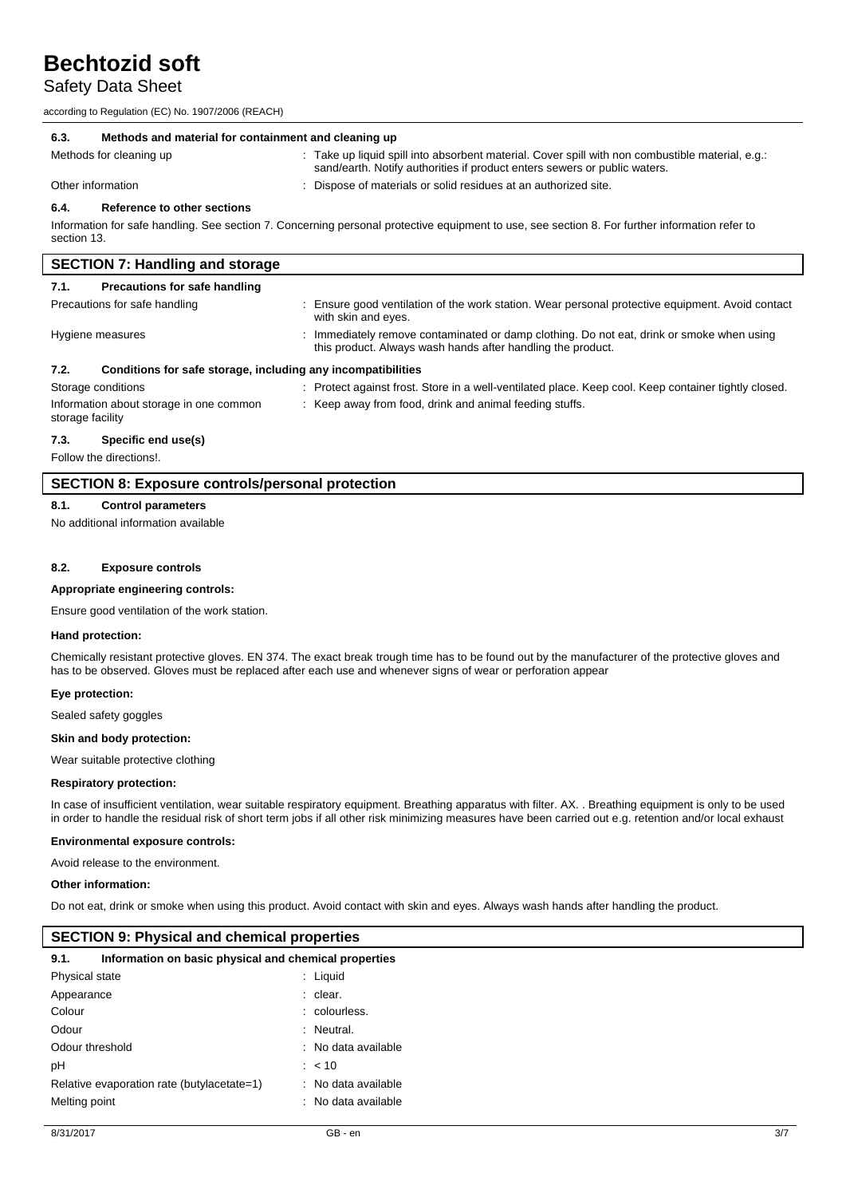#### 6.3. Methods and material for containment and cleaning up

| | |
|---|---|
| Methods for cleaning up | : Take up liquid spill into absorbent material. Cover spill with non combustible material, e.g.: sand/earth. Notify authorities if product enters sewers or public waters. |
| Other information | : Dispose of materials or solid residues at an authorized site. |

#### 6.4. Reference to other sections

Information for safe handling. See section 7. Concerning personal protective equipment to use, see section 8. For further information refer to section 13.

## SECTION 7: Handling and storage

#### 7.1. Precautions for safe handling

| | |
|---|---|
| Precautions for safe handling | : Ensure good ventilation of the work station. Wear personal protective equipment. Avoid contact with skin and eyes. |
| Hygiene measures | : Immediately remove contaminated or damp clothing. Do not eat, drink or smoke when using this product. Always wash hands after handling the product. |

#### 7.2. Conditions for safe storage, including any incompatibilities

| | |
|---|---|
| Storage conditions | : Protect against frost. Store in a well-ventilated place. Keep cool. Keep container tightly closed. |
| Information about storage in one common storage facility | : Keep away from food, drink and animal feeding stuffs. |

#### 7.3. Specific end use(s)

Follow the directions!.

## SECTION 8: Exposure controls/personal protection

#### 8.1. Control parameters

No additional information available

#### 8.2. Exposure controls

**Appropriate engineering controls:**

Ensure good ventilation of the work station.

**Hand protection:**

Chemically resistant protective gloves. EN 374. The exact break trough time has to be found out by the manufacturer of the protective gloves and has to be observed. Gloves must be replaced after each use and whenever signs of wear or perforation appear

**Eye protection:**

Sealed safety goggles

**Skin and body protection:**

Wear suitable protective clothing

**Respiratory protection:**

In case of insufficient ventilation, wear suitable respiratory equipment. Breathing apparatus with filter. AX. . Breathing equipment is only to be used in order to handle the residual risk of short term jobs if all other risk minimizing measures have been carried out e.g. retention and/or local exhaust

**Environmental exposure controls:**

Avoid release to the environment.

**Other information:**

Do not eat, drink or smoke when using this product. Avoid contact with skin and eyes. Always wash hands after handling the product.

## SECTION 9: Physical and chemical properties

#### 9.1. Information on basic physical and chemical properties

| | |
|---|---|
| Physical state | : Liquid |
| Appearance | : clear. |
| Colour | : colourless. |
| Odour | : Neutral. |
| Odour threshold | : No data available |
| pH | : < 10 |
| Relative evaporation rate (butylacetate=1) | : No data available |
| Melting point | : No data available |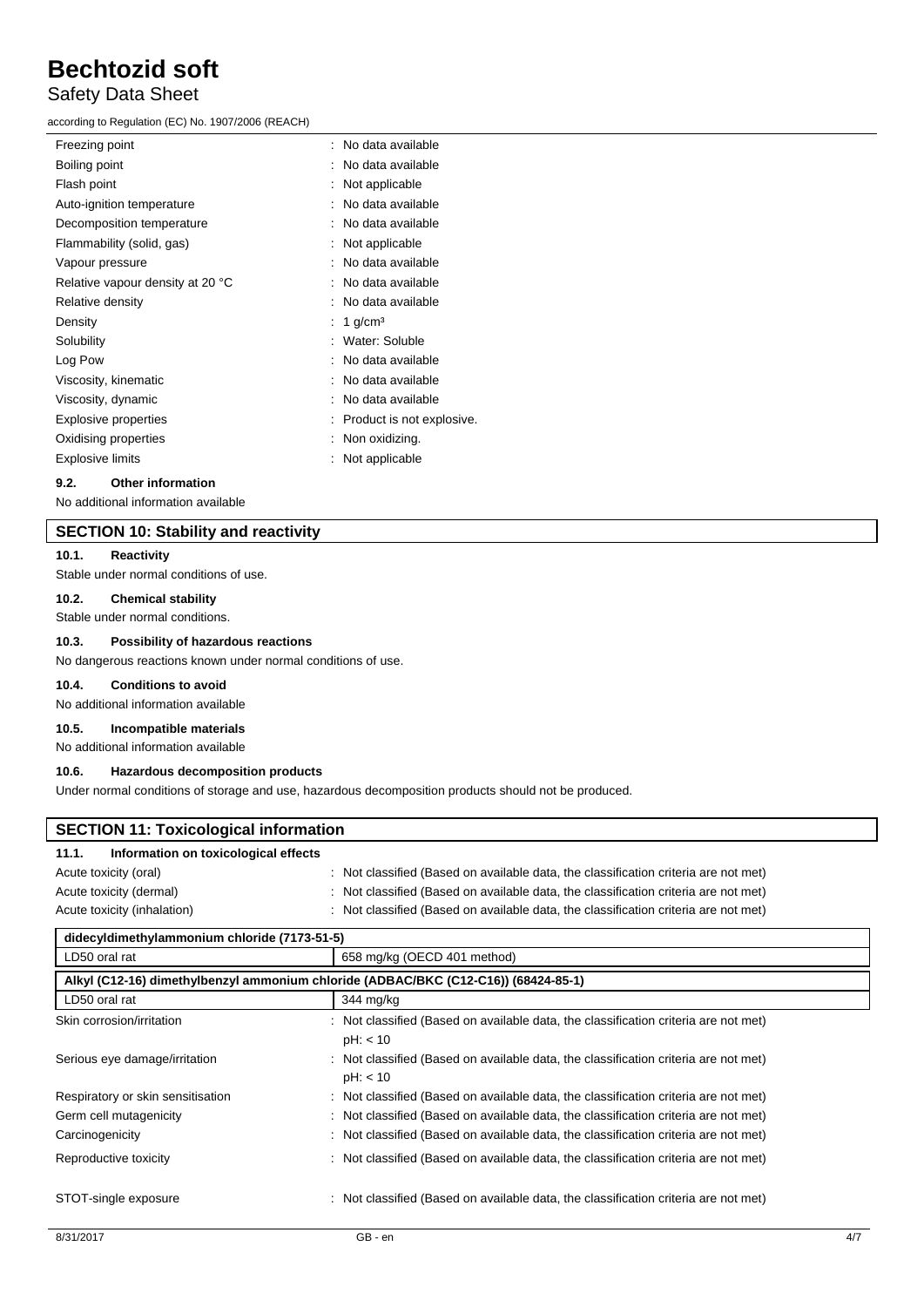| | |
|---|---|
| Freezing point | : No data available |
| Boiling point | : No data available |
| Flash point | : Not applicable |
| Auto-ignition temperature | : No data available |
| Decomposition temperature | : No data available |
| Flammability (solid, gas) | : Not applicable |
| Vapour pressure | : No data available |
| Relative vapour density at 20 °C | : No data available |
| Relative density | : No data available |
| Density | : 1 g/cm³ |
| Solubility | : Water: Soluble |
| Log Pow | : No data available |
| Viscosity, kinematic | : No data available |
| Viscosity, dynamic | : No data available |
| Explosive properties | : Product is not explosive. |
| Oxidising properties | : Non oxidizing. |
| Explosive limits | : Not applicable |

### 9.2. Other information

No additional information available

## SECTION 10: Stability and reactivity

### 10.1. Reactivity

Stable under normal conditions of use.

### 10.2. Chemical stability

Stable under normal conditions.

### 10.3. Possibility of hazardous reactions

No dangerous reactions known under normal conditions of use.

### 10.4. Conditions to avoid

No additional information available

### 10.5. Incompatible materials

No additional information available

### 10.6. Hazardous decomposition products

Under normal conditions of storage and use, hazardous decomposition products should not be produced.

## SECTION 11: Toxicological information

### 11.1. Information on toxicological effects

| | |
|---|---|
| Acute toxicity (oral) | : Not classified (Based on available data, the classification criteria are not met) |
| Acute toxicity (dermal) | : Not classified (Based on available data, the classification criteria are not met) |
| Acute toxicity (inhalation) | : Not classified (Based on available data, the classification criteria are not met) |

| didecyldimethylammonium chloride (7173-51-5) | |
|---|---|
| LD50 oral rat | 658 mg/kg (OECD 401 method) |

| Alkyl (C12-16) dimethylbenzyl ammonium chloride (ADBAC/BKC (C12-C16)) (68424-85-1) | |
|---|---|
| LD50 oral rat | 344 mg/kg |

| | |
|---|---|
| Skin corrosion/irritation | : Not classified (Based on available data, the classification criteria are not met)<br>pH: < 10 |
| Serious eye damage/irritation | : Not classified (Based on available data, the classification criteria are not met)<br>pH: < 10 |
| Respiratory or skin sensitisation | : Not classified (Based on available data, the classification criteria are not met) |
| Germ cell mutagenicity | : Not classified (Based on available data, the classification criteria are not met) |
| Carcinogenicity | : Not classified (Based on available data, the classification criteria are not met) |
| Reproductive toxicity | : Not classified (Based on available data, the classification criteria are not met) |
| STOT-single exposure | : Not classified (Based on available data, the classification criteria are not met) |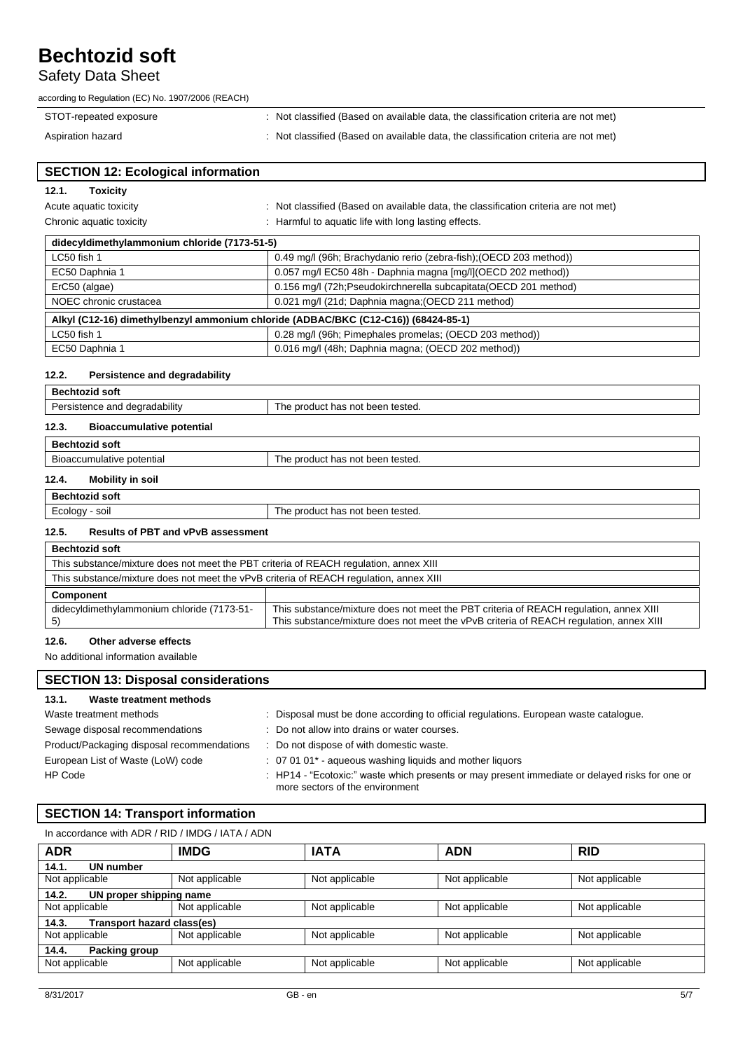| | |
|---|---|
| STOT-repeated exposure | : Not classified (Based on available data, the classification criteria are not met) |
| Aspiration hazard | : Not classified (Based on available data, the classification criteria are not met) |

## SECTION 12: Ecological information

### 12.1. Toxicity

| | |
|---|---|
| Acute aquatic toxicity | : Not classified (Based on available data, the classification criteria are not met) |
| Chronic aquatic toxicity | : Harmful to aquatic life with long lasting effects. |

| didecyldimethylammonium chloride (7173-51-5) | |
|---|---|
| LC50 fish 1 | 0.49 mg/l (96h; Brachydanio rerio (zebra-fish);(OECD 203 method)) |
| EC50 Daphnia 1 | 0.057 mg/l EC50 48h - Daphnia magna [mg/l](OECD 202 method)) |
| ErC50 (algae) | 0.156 mg/l (72h;Pseudokirchnerella subcapitata(OECD 201 method) |
| NOEC chronic crustacea | 0.021 mg/l (21d; Daphnia magna;(OECD 211 method) |

| Alkyl (C12-16) dimethylbenzyl ammonium chloride (ADBAC/BKC (C12-C16)) (68424-85-1) | |
|---|---|
| LC50 fish 1 | 0.28 mg/l (96h; Pimephales promelas; (OECD 203 method)) |
| EC50 Daphnia 1 | 0.016 mg/l (48h; Daphnia magna; (OECD 202 method)) |

### 12.2. Persistence and degradability

| Bechtozid soft | |
|---|---|
| Persistence and degradability | The product has not been tested. |

### 12.3. Bioaccumulative potential

| Bechtozid soft | |
|---|---|
| Bioaccumulative potential | The product has not been tested. |

### 12.4. Mobility in soil

| Bechtozid soft | |
|---|---|
| Ecology - soil | The product has not been tested. |

### 12.5. Results of PBT and vPvB assessment

| Bechtozid soft | |
|---|---|
| This substance/mixture does not meet the PBT criteria of REACH regulation, annex XIII | |
| This substance/mixture does not meet the vPvB criteria of REACH regulation, annex XIII | |
| **Component** | |
| didecyldimethylammonium chloride (7173-51-5) | This substance/mixture does not meet the PBT criteria of REACH regulation, annex XIII<br>This substance/mixture does not meet the vPvB criteria of REACH regulation, annex XIII |

### 12.6. Other adverse effects

No additional information available

## SECTION 13: Disposal considerations

### 13.1. Waste treatment methods

| | |
|---|---|
| Waste treatment methods | : Disposal must be done according to official regulations. European waste catalogue. |
| Sewage disposal recommendations | : Do not allow into drains or water courses. |
| Product/Packaging disposal recommendations | : Do not dispose of with domestic waste. |
| European List of Waste (LoW) code | : 07 01 01* - aqueous washing liquids and mother liquors |
| HP Code | : HP14 - "Ecotoxic:" waste which presents or may present immediate or delayed risks for one or more sectors of the environment |

## SECTION 14: Transport information

In accordance with ADR / RID / IMDG / IATA / ADN

| ADR | IMDG | IATA | ADN | RID |
|---|---|---|---|---|
| **14.1. UN number** | | | | |
| Not applicable | Not applicable | Not applicable | Not applicable | Not applicable |
| **14.2. UN proper shipping name** | | | | |
| Not applicable | Not applicable | Not applicable | Not applicable | Not applicable |
| **14.3. Transport hazard class(es)** | | | | |
| Not applicable | Not applicable | Not applicable | Not applicable | Not applicable |
| **14.4. Packing group** | | | | |
| Not applicable | Not applicable | Not applicable | Not applicable | Not applicable |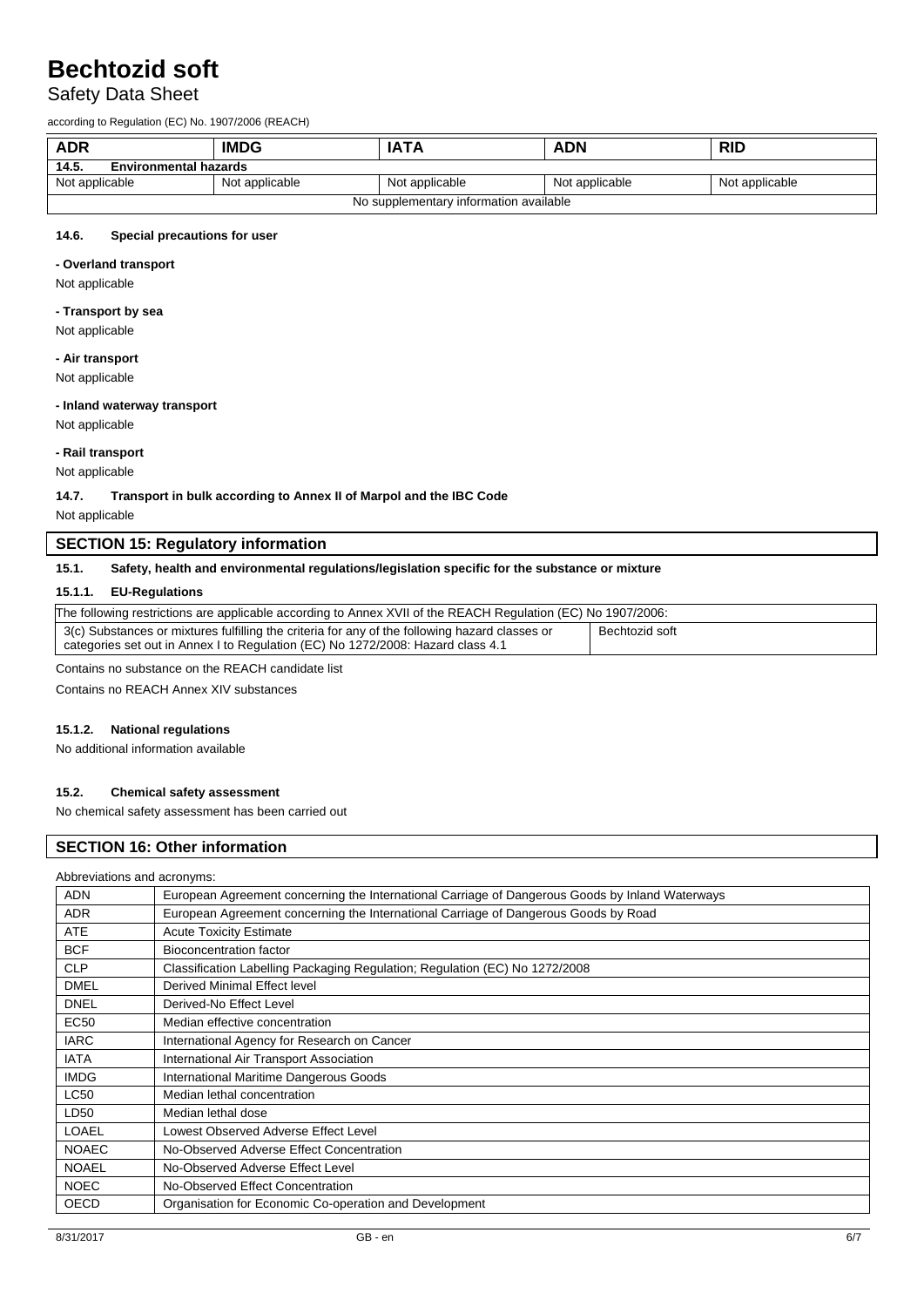| ADR | IMDG | IATA | ADN | RID |
|---|---|---|---|---|
| **14.5. Environmental hazards** | | | | |
| Not applicable | Not applicable | Not applicable | Not applicable | Not applicable |
| No supplementary information available | | | | |

#### 14.6. Special precautions for user

**- Overland transport**

Not applicable

**- Transport by sea**

Not applicable

**- Air transport**

Not applicable

**- Inland waterway transport**

Not applicable

**- Rail transport**

Not applicable

#### 14.7. Transport in bulk according to Annex II of Marpol and the IBC Code

Not applicable

## SECTION 15: Regulatory information

### 15.1. Safety, health and environmental regulations/legislation specific for the substance or mixture

#### 15.1.1. EU-Regulations

| The following restrictions are applicable according to Annex XVII of the REACH Regulation (EC) No 1907/2006: | |
|---|---|
| 3(c) Substances or mixtures fulfilling the criteria for any of the following hazard classes or categories set out in Annex I to Regulation (EC) No 1272/2008: Hazard class 4.1 | Bechtozid soft |

Contains no substance on the REACH candidate list

Contains no REACH Annex XIV substances

#### 15.1.2. National regulations

No additional information available

### 15.2. Chemical safety assessment

No chemical safety assessment has been carried out

## SECTION 16: Other information

Abbreviations and acronyms:

| | |
|---|---|
| ADN | European Agreement concerning the International Carriage of Dangerous Goods by Inland Waterways |
| ADR | European Agreement concerning the International Carriage of Dangerous Goods by Road |
| ATE | Acute Toxicity Estimate |
| BCF | Bioconcentration factor |
| CLP | Classification Labelling Packaging Regulation; Regulation (EC) No 1272/2008 |
| DMEL | Derived Minimal Effect level |
| DNEL | Derived-No Effect Level |
| EC50 | Median effective concentration |
| IARC | International Agency for Research on Cancer |
| IATA | International Air Transport Association |
| IMDG | International Maritime Dangerous Goods |
| LC50 | Median lethal concentration |
| LD50 | Median lethal dose |
| LOAEL | Lowest Observed Adverse Effect Level |
| NOAEC | No-Observed Adverse Effect Concentration |
| NOAEL | No-Observed Adverse Effect Level |
| NOEC | No-Observed Effect Concentration |
| OECD | Organisation for Economic Co-operation and Development |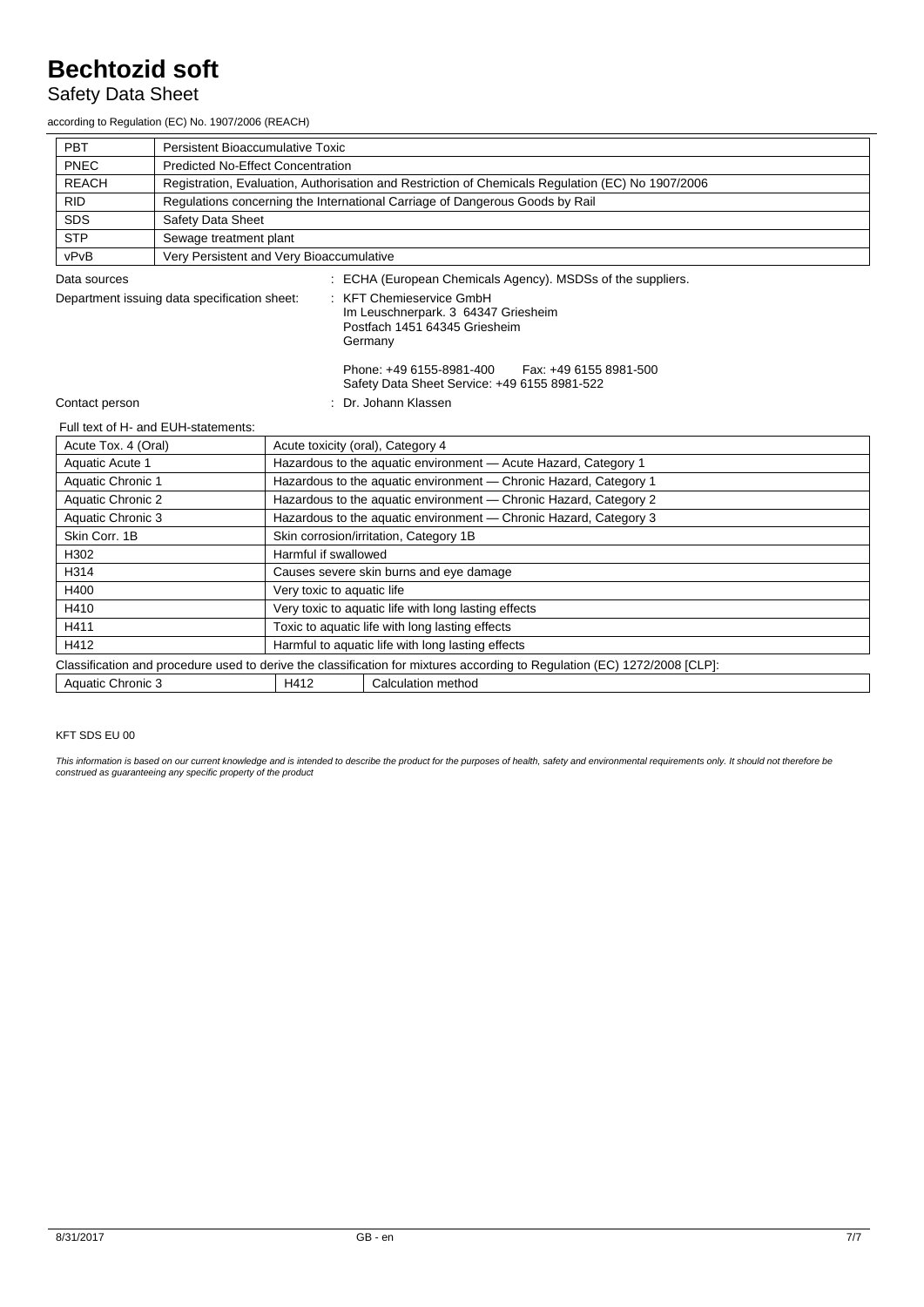| | |
|---|---|
| PBT | Persistent Bioaccumulative Toxic |
| PNEC | Predicted No-Effect Concentration |
| REACH | Registration, Evaluation, Authorisation and Restriction of Chemicals Regulation (EC) No 1907/2006 |
| RID | Regulations concerning the International Carriage of Dangerous Goods by Rail |
| SDS | Safety Data Sheet |
| STP | Sewage treatment plant |
| vPvB | Very Persistent and Very Bioaccumulative |

Data sources : ECHA (European Chemicals Agency). MSDSs of the suppliers.

Department issuing data specification sheet: : KFT Chemieservice GmbH
Im Leuschnerpark. 3 64347 Griesheim
Postfach 1451 64345 Griesheim
Germany

Phone: +49 6155-8981-400 Fax: +49 6155 8981-500
Safety Data Sheet Service: +49 6155 8981-522

Contact person : Dr. Johann Klassen

Full text of H- and EUH-statements:

| | |
|---|---|
| Acute Tox. 4 (Oral) | Acute toxicity (oral), Category 4 |
| Aquatic Acute 1 | Hazardous to the aquatic environment — Acute Hazard, Category 1 |
| Aquatic Chronic 1 | Hazardous to the aquatic environment — Chronic Hazard, Category 1 |
| Aquatic Chronic 2 | Hazardous to the aquatic environment — Chronic Hazard, Category 2 |
| Aquatic Chronic 3 | Hazardous to the aquatic environment — Chronic Hazard, Category 3 |
| Skin Corr. 1B | Skin corrosion/irritation, Category 1B |
| H302 | Harmful if swallowed |
| H314 | Causes severe skin burns and eye damage |
| H400 | Very toxic to aquatic life |
| H410 | Very toxic to aquatic life with long lasting effects |
| H411 | Toxic to aquatic life with long lasting effects |
| H412 | Harmful to aquatic life with long lasting effects |

Classification and procedure used to derive the classification for mixtures according to Regulation (EC) 1272/2008 [CLP]:

| | | |
|---|---|---|
| Aquatic Chronic 3 | H412 | Calculation method |

KFT SDS EU 00

*This information is based on our current knowledge and is intended to describe the product for the purposes of health, safety and environmental requirements only. It should not therefore be construed as guaranteeing any specific property of the product*